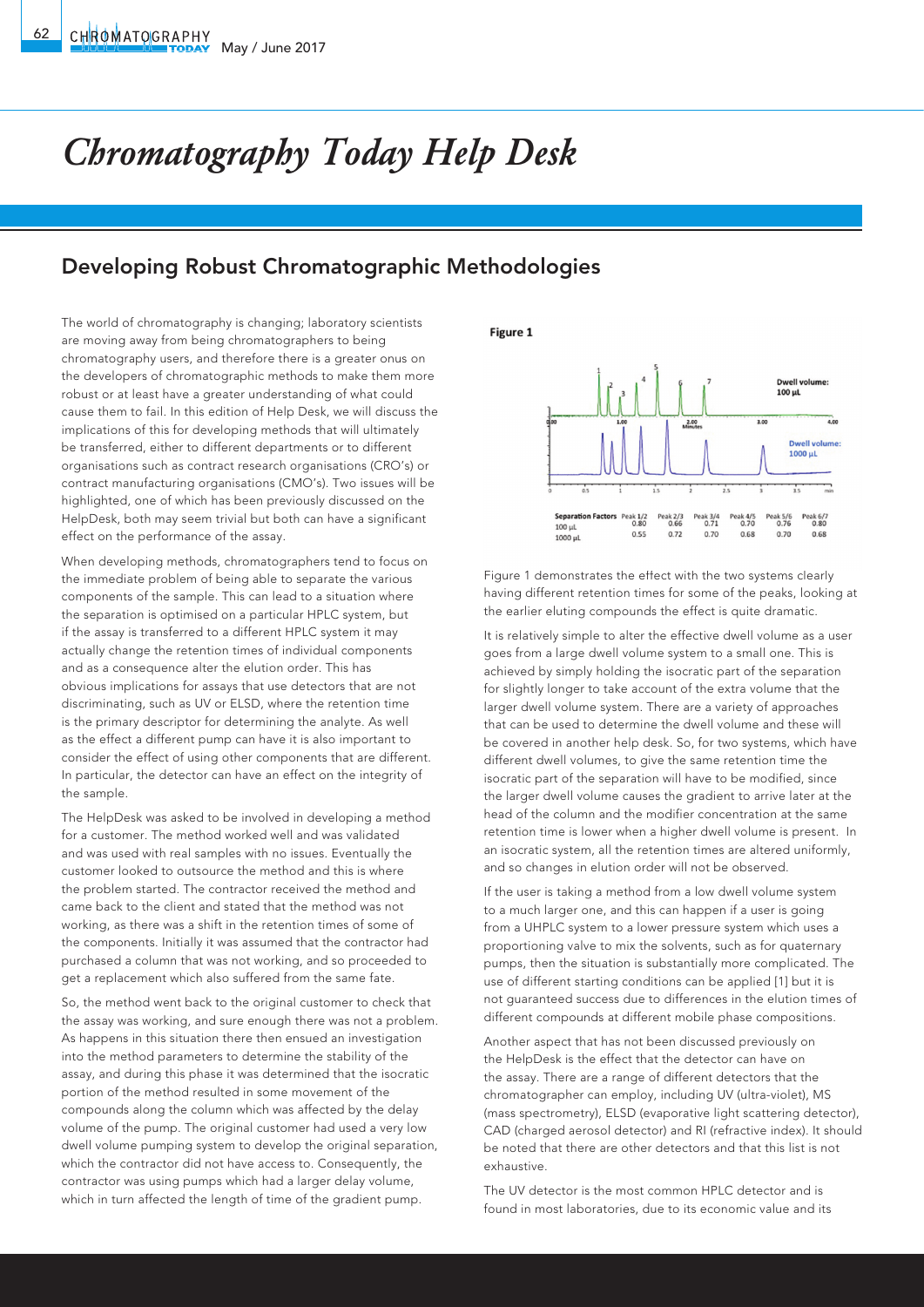# Chromatography Today Help Desk

## Developing Robust Chromatographic Methodologies

The world of chromatography is changing; laboratory scientists are moving away from being chromatographers to being chromatography users, and therefore there is a greater onus on the developers of chromatographic methods to make them more robust or at least have a greater understanding of what could cause them to fail. In this edition of Help Desk, we will discuss the implications of this for developing methods that will ultimately be transferred, either to different departments or to different organisations such as contract research organisations (CRO's) or contract manufacturing organisations (CMO's). Two issues will be highlighted, one of which has been previously discussed on the HelpDesk, both may seem trivial but both can have a significant effect on the performance of the assay.

When developing methods, chromatographers tend to focus on the immediate problem of being able to separate the various components of the sample. This can lead to a situation where the separation is optimised on a particular HPLC system, but if the assay is transferred to a different HPLC system it may actually change the retention times of individual components and as a consequence alter the elution order. This has obvious implications for assays that use detectors that are not discriminating, such as UV or ELSD, where the retention time is the primary descriptor for determining the analyte. As well as the effect a different pump can have it is also important to consider the effect of using other components that are different. In particular, the detector can have an effect on the integrity of the sample.

The HelpDesk was asked to be involved in developing a method for a customer. The method worked well and was validated and was used with real samples with no issues. Eventually the customer looked to outsource the method and this is where the problem started. The contractor received the method and came back to the client and stated that the method was not working, as there was a shift in the retention times of some of the components. Initially it was assumed that the contractor had purchased a column that was not working, and so proceeded to get a replacement which also suffered from the same fate.

So, the method went back to the original customer to check that the assay was working, and sure enough there was not a problem. As happens in this situation there then ensued an investigation into the method parameters to determine the stability of the assay, and during this phase it was determined that the isocratic portion of the method resulted in some movement of the compounds along the column which was affected by the delay volume of the pump. The original customer had used a very low dwell volume pumping system to develop the original separation, which the contractor did not have access to. Consequently, the contractor was using pumps which had a larger delay volume, which in turn affected the length of time of the gradient pump.

**Figure 1**

| Separation Factors | Peak 1/2 | Peak 2/3 | Peak 3/4 | Peak 4/5 | Peak 5/6 | Peak 6/7 |
|---|---|---|---|---|---|---|
| 100 µL | 0.80 | 0.66 | 0.71 | 0.70 | 0.76 | 0.80 |
| 1000 µL | 0.55 | 0.72 | 0.70 | 0.68 | 0.70 | 0.68 |

Figure 1 demonstrates the effect with the two systems clearly having different retention times for some of the peaks, looking at the earlier eluting compounds the effect is quite dramatic.

It is relatively simple to alter the effective dwell volume as a user goes from a large dwell volume system to a small one. This is achieved by simply holding the isocratic part of the separation for slightly longer to take account of the extra volume that the larger dwell volume system. There are a variety of approaches that can be used to determine the dwell volume and these will be covered in another help desk. So, for two systems, which have different dwell volumes, to give the same retention time the isocratic part of the separation will have to be modified, since the larger dwell volume causes the gradient to arrive later at the head of the column and the modifier concentration at the same retention time is lower when a higher dwell volume is present. In an isocratic system, all the retention times are altered uniformly, and so changes in elution order will not be observed.

If the user is taking a method from a low dwell volume system to a much larger one, and this can happen if a user is going from a UHPLC system to a lower pressure system which uses a proportioning valve to mix the solvents, such as for quaternary pumps, then the situation is substantially more complicated. The use of different starting conditions can be applied [1] but it is not guaranteed success due to differences in the elution times of different compounds at different mobile phase compositions.

Another aspect that has not been discussed previously on the HelpDesk is the effect that the detector can have on the assay. There are a range of different detectors that the chromatographer can employ, including UV (ultra-violet), MS (mass spectrometry), ELSD (evaporative light scattering detector), CAD (charged aerosol detector) and RI (refractive index). It should be noted that there are other detectors and that this list is not exhaustive.

The UV detector is the most common HPLC detector and is found in most laboratories, due to its economic value and its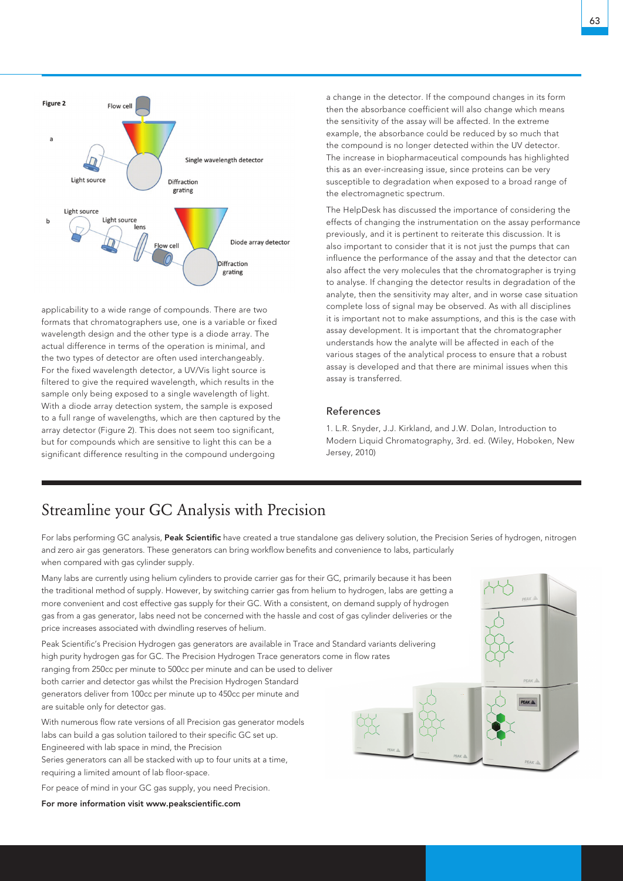Figure 2

a

Flow cell

Single wavelength detector

Light source

Diffraction grating

b

Light source

Light source lens

Flow cell

Diode array detector

Diffraction grating

applicability to a wide range of compounds. There are two formats that chromatographers use, one is a variable or fixed wavelength design and the other type is a diode array. The actual difference in terms of the operation is minimal, and the two types of detector are often used interchangeably. For the fixed wavelength detector, a UV/Vis light source is filtered to give the required wavelength, which results in the sample only being exposed to a single wavelength of light. With a diode array detection system, the sample is exposed to a full range of wavelengths, which are then captured by the array detector (Figure 2). This does not seem too significant, but for compounds which are sensitive to light this can be a significant difference resulting in the compound undergoing a change in the detector. If the compound changes in its form then the absorbance coefficient will also change which means the sensitivity of the assay will be affected. In the extreme example, the absorbance could be reduced by so much that the compound is no longer detected within the UV detector. The increase in biopharmaceutical compounds has highlighted this as an ever-increasing issue, since proteins can be very susceptible to degradation when exposed to a broad range of the electromagnetic spectrum.

The HelpDesk has discussed the importance of considering the effects of changing the instrumentation on the assay performance previously, and it is pertinent to reiterate this discussion. It is also important to consider that it is not just the pumps that can influence the performance of the assay and that the detector can also affect the very molecules that the chromatographer is trying to analyse. If changing the detector results in degradation of the analyte, then the sensitivity may alter, and in worse case situation complete loss of signal may be observed. As with all disciplines it is important not to make assumptions, and this is the case with assay development. It is important that the chromatographer understands how the analyte will be affected in each of the various stages of the analytical process to ensure that a robust assay is developed and that there are minimal issues when this assay is transferred.

## References

1. L.R. Snyder, J.J. Kirkland, and J.W. Dolan, Introduction to Modern Liquid Chromatography, 3rd. ed. (Wiley, Hoboken, New Jersey, 2010)

# Streamline your GC Analysis with Precision

For labs performing GC analysis, **Peak Scientific** have created a true standalone gas delivery solution, the Precision Series of hydrogen, nitrogen and zero air gas generators. These generators can bring workflow benefits and convenience to labs, particularly when compared with gas cylinder supply.

Many labs are currently using helium cylinders to provide carrier gas for their GC, primarily because it has been the traditional method of supply. However, by switching carrier gas from helium to hydrogen, labs are getting a more convenient and cost effective gas supply for their GC. With a consistent, on demand supply of hydrogen gas from a gas generator, labs need not be concerned with the hassle and cost of gas cylinder deliveries or the price increases associated with dwindling reserves of helium.

Peak Scientific's Precision Hydrogen gas generators are available in Trace and Standard variants delivering high purity hydrogen gas for GC. The Precision Hydrogen Trace generators come in flow rates ranging from 250cc per minute to 500cc per minute and can be used to deliver both carrier and detector gas whilst the Precision Hydrogen Standard generators deliver from 100cc per minute up to 450cc per minute and are suitable only for detector gas.

With numerous flow rate versions of all Precision gas generator models labs can build a gas solution tailored to their specific GC set up. Engineered with lab space in mind, the Precision Series generators can all be stacked with up to four units at a time, requiring a limited amount of lab floor-space.

For peace of mind in your GC gas supply, you need Precision.

**For more information visit www.peakscientific.com**